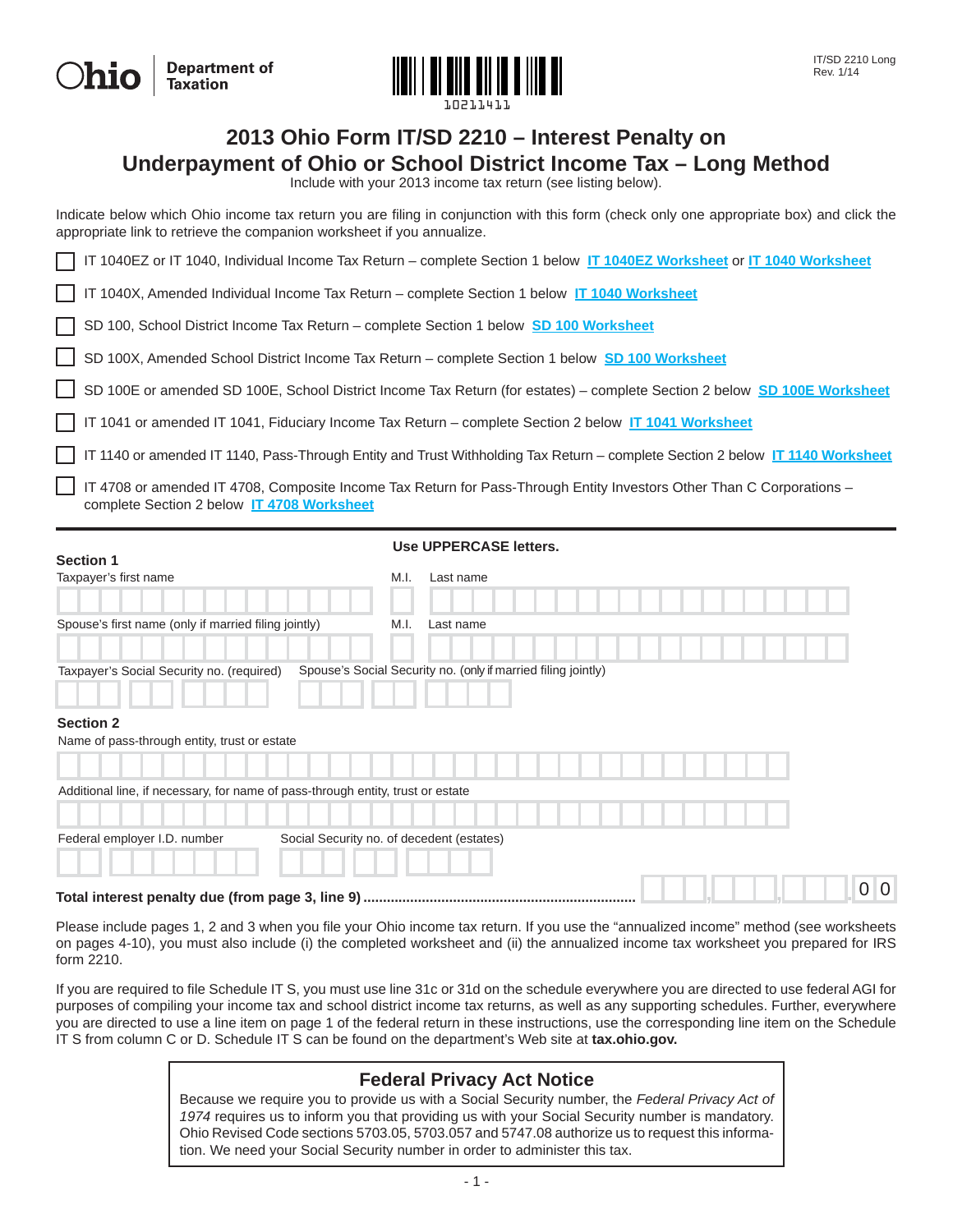Ohio | Department of Taxation

10211411

IT/SD 2210 Long
Rev. 1/14

# 2013 Ohio Form IT/SD 2210 – Interest Penalty on Underpayment of Ohio or School District Income Tax – Long Method

Include with your 2013 income tax return (see listing below).

Indicate below which Ohio income tax return you are filing in conjunction with this form (check only one appropriate box) and click the appropriate link to retrieve the companion worksheet if you annualize.

- ☐ IT 1040EZ or IT 1040, Individual Income Tax Return – complete Section 1 below **IT 1040EZ Worksheet** or **IT 1040 Worksheet**
- ☐ IT 1040X, Amended Individual Income Tax Return – complete Section 1 below **IT 1040 Worksheet**
- ☐ SD 100, School District Income Tax Return – complete Section 1 below **SD 100 Worksheet**
- ☐ SD 100X, Amended School District Income Tax Return – complete Section 1 below **SD 100 Worksheet**
- ☐ SD 100E or amended SD 100E, School District Income Tax Return (for estates) – complete Section 2 below **SD 100E Worksheet**
- ☐ IT 1041 or amended IT 1041, Fiduciary Income Tax Return – complete Section 2 below **IT 1041 Worksheet**
- ☐ IT 1140 or amended IT 1140, Pass-Through Entity and Trust Withholding Tax Return – complete Section 2 below **IT 1140 Worksheet**
- ☐ IT 4708 or amended IT 4708, Composite Income Tax Return for Pass-Through Entity Investors Other Than C Corporations – complete Section 2 below **IT 4708 Worksheet**

---

**Use UPPERCASE letters.**

**Section 1**

Taxpayer's first name | M.I. | Last name

Spouse's first name (only if married filing jointly) | M.I. | Last name

Taxpayer's Social Security no. (required) | Spouse's Social Security no. (only if married filing jointly)

**Section 2**

Name of pass-through entity, trust or estate

Additional line, if necessary, for name of pass-through entity, trust or estate

Federal employer I.D. number | Social Security no. of decedent (estates)

**Total interest penalty due (from page 3, line 9)** .................................................................... , , . 0 0

Please include pages 1, 2 and 3 when you file your Ohio income tax return. If you use the "annualized income" method (see worksheets on pages 4-10), you must also include (i) the completed worksheet and (ii) the annualized income tax worksheet you prepared for IRS form 2210.

If you are required to file Schedule IT S, you must use line 31c or 31d on the schedule everywhere you are directed to use federal AGI for purposes of compiling your income tax and school district income tax returns, as well as any supporting schedules. Further, everywhere you are directed to use a line item on page 1 of the federal return in these instructions, use the corresponding line item on the Schedule IT S from column C or D. Schedule IT S can be found on the department's Web site at **tax.ohio.gov.**

## Federal Privacy Act Notice

Because we require you to provide us with a Social Security number, the *Federal Privacy Act of 1974* requires us to inform you that providing us with your Social Security number is mandatory. Ohio Revised Code sections 5703.05, 5703.057 and 5747.08 authorize us to request this information. We need your Social Security number in order to administer this tax.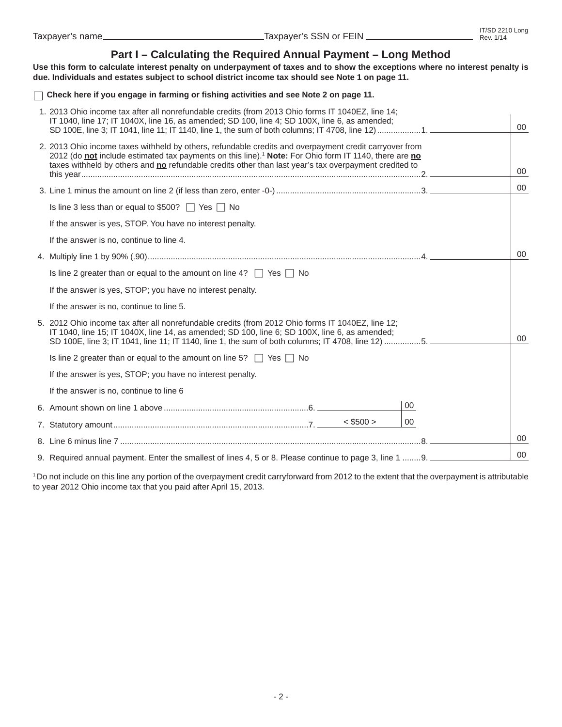Taxpayer's name ______________________ Taxpayer's SSN or FEIN ______________________

IT/SD 2210 Long
Rev. 1/14

## Part I – Calculating the Required Annual Payment – Long Method

**Use this form to calculate interest penalty on underpayment of taxes and to show the exceptions where no interest penalty is due. Individuals and estates subject to school district income tax should see Note 1 on page 11.**

☐ **Check here if you engage in farming or fishing activities and see Note 2 on page 11.**

1. 2013 Ohio income tax after all nonrefundable credits (from 2013 Ohio forms IT 1040EZ, line 14; IT 1040, line 17; IT 1040X, line 16, as amended; SD 100, line 4; SD 100X, line 6, as amended; SD 100E, line 3; IT 1041, line 11; IT 1140, line 1, the sum of both columns; IT 4708, line 12) .......... 1. ______________ 00

2. 2013 Ohio income taxes withheld by others, refundable credits and overpayment credit carryover from 2012 (do **not** include estimated tax payments on this line).[1] **Note:** For Ohio form IT 1140, there are **no** taxes withheld by others and **no** refundable credits other than last year's tax overpayment credited to this year .......... 2. ______________ 00

3. Line 1 minus the amount on line 2 (if less than zero, enter -0-) .......... 3. ______________ 00

   Is line 3 less than or equal to $500? ☐ Yes ☐ No

   If the answer is yes, STOP. You have no interest penalty.

   If the answer is no, continue to line 4.

4. Multiply line 1 by 90% (.90) .......... 4. ______________ 00

   Is line 2 greater than or equal to the amount on line 4? ☐ Yes ☐ No

   If the answer is yes, STOP; you have no interest penalty.

   If the answer is no, continue to line 5.

5. 2012 Ohio income tax after all nonrefundable credits (from 2012 Ohio forms IT 1040EZ, line 12; IT 1040, line 15; IT 1040X, line 14, as amended; SD 100, line 6; SD 100X, line 6, as amended; SD 100E, line 3; IT 1041, line 11; IT 1140, line 1, the sum of both columns; IT 4708, line 12) .......... 5. ______________ 00

   Is line 2 greater than or equal to the amount on line 5? ☐ Yes ☐ No

   If the answer is yes, STOP; you have no interest penalty.

   If the answer is no, continue to line 6

6. Amount shown on line 1 above .......... 6. ______________ 00

7. Statutory amount .......... 7. < $500 > 00

8. Line 6 minus line 7 .......... 8. ______________ 00

9. Required annual payment. Enter the smallest of lines 4, 5 or 8. Please continue to page 3, line 1 .......... 9. ______________ 00

[1] Do not include on this line any portion of the overpayment credit carryforward from 2012 to the extent that the overpayment is attributable to year 2012 Ohio income tax that you paid after April 15, 2013.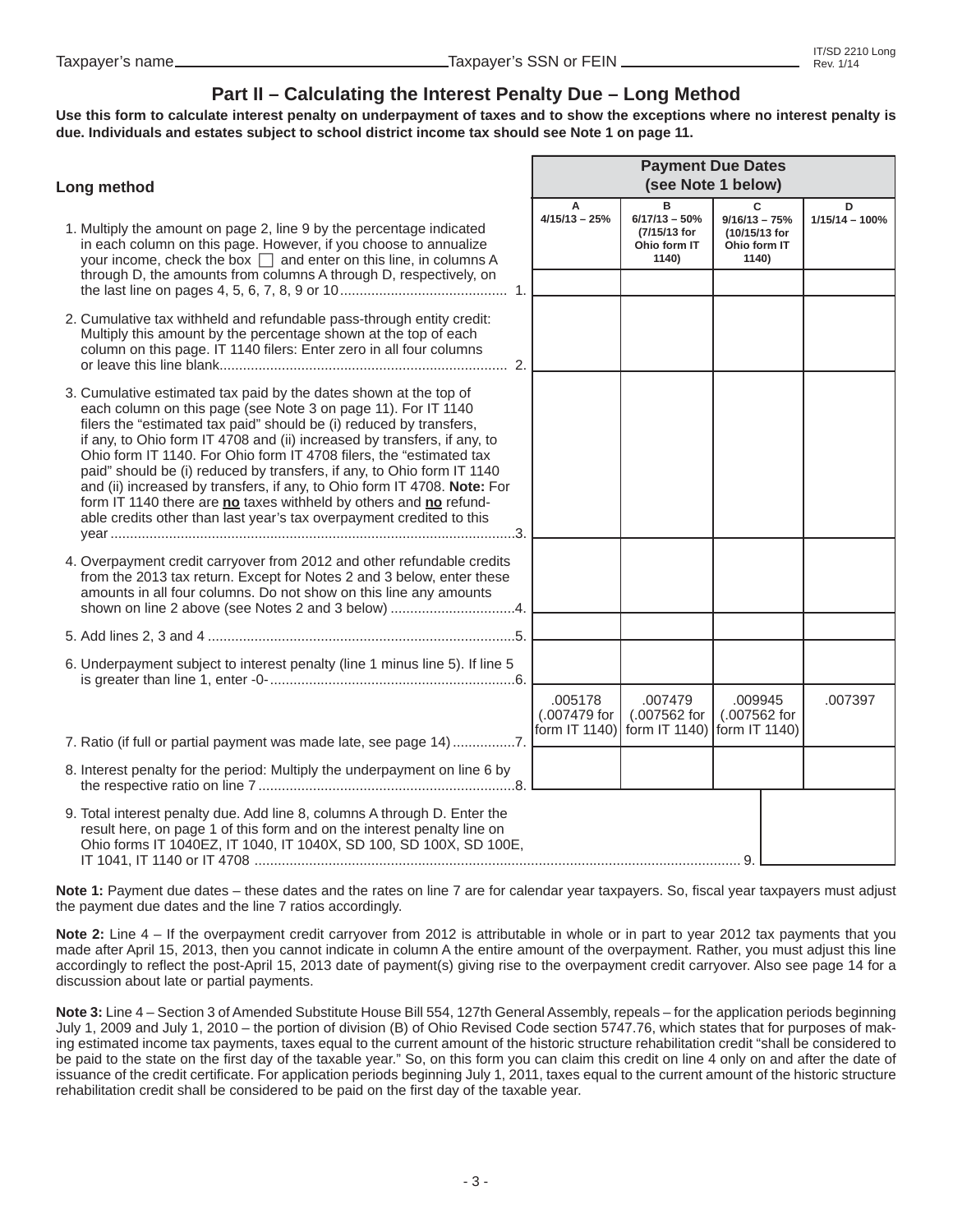Taxpayer's name ______________________ Taxpayer's SSN or FEIN ______________________

IT/SD 2210 Long
Rev. 1/14

## Part II – Calculating the Interest Penalty Due – Long Method

**Use this form to calculate interest penalty on underpayment of taxes and to show the exceptions where no interest penalty is due. Individuals and estates subject to school district income tax should see Note 1 on page 11.**

| Long method | Payment Due Dates (see Note 1 below) | | | |
|---|---|---|---|---|
| | **A** 4/15/13 – 25% | **B** 6/17/13 – 50% (7/15/13 for Ohio form IT 1140) | **C** 9/16/13 – 75% (10/15/13 for Ohio form IT 1140) | **D** 1/15/14 – 100% |
| 1. Multiply the amount on page 2, line 9 by the percentage indicated in each column on this page. However, if you choose to annualize your income, check the box ☐ and enter on this line, in columns A through D, the amounts from columns A through D, respectively, on the last line on pages 4, 5, 6, 7, 8, 9 or 10 .......... 1. | | | | |
| 2. Cumulative tax withheld and refundable pass-through entity credit: Multiply this amount by the percentage shown at the top of each column on this page. IT 1140 filers: Enter zero in all four columns or leave this line blank .......... 2. | | | | |
| 3. Cumulative estimated tax paid by the dates shown at the top of each column on this page (see Note 3 on page 11). For IT 1140 filers the "estimated tax paid" should be (i) reduced by transfers, if any, to Ohio form IT 4708 and (ii) increased by transfers, if any, to Ohio form IT 1140. For Ohio form IT 4708 filers, the "estimated tax paid" should be (i) reduced by transfers, if any, to Ohio form IT 1140 and (ii) increased by transfers, if any, to Ohio form IT 4708. **Note:** For form IT 1140 there are **no** taxes withheld by others and **no** refundable credits other than last year's tax overpayment credited to this year .......... 3. | | | | |
| 4. Overpayment credit carryover from 2012 and other refundable credits from the 2013 tax return. Except for Notes 2 and 3 below, enter these amounts in all four columns. Do not show on this line any amounts shown on line 2 above (see Notes 2 and 3 below) .......... 4. | | | | |
| 5. Add lines 2, 3 and 4 .......... 5. | | | | |
| 6. Underpayment subject to interest penalty (line 1 minus line 5). If line 5 is greater than line 1, enter -0- .......... 6. | | | | |
| 7. Ratio (if full or partial payment was made late, see page 14) .......... 7. | .005178 (.007479 for form IT 1140) | .007479 (.007562 for form IT 1140) | .009945 (.007562 for form IT 1140) | .007397 |
| 8. Interest penalty for the period: Multiply the underpayment on line 6 by the respective ratio on line 7 .......... 8. | | | | |
| 9. Total interest penalty due. Add line 8, columns A through D. Enter the result here, on page 1 of this form and on the interest penalty line on Ohio forms IT 1040EZ, IT 1040, IT 1040X, SD 100, SD 100X, SD 100E, IT 1041, IT 1140 or IT 4708 .......... 9. | | | | |

**Note 1:** Payment due dates – these dates and the rates on line 7 are for calendar year taxpayers. So, fiscal year taxpayers must adjust the payment due dates and the line 7 ratios accordingly.

**Note 2:** Line 4 – If the overpayment credit carryover from 2012 is attributable in whole or in part to year 2012 tax payments that you made after April 15, 2013, then you cannot indicate in column A the entire amount of the overpayment. Rather, you must adjust this line accordingly to reflect the post-April 15, 2013 date of payment(s) giving rise to the overpayment credit carryover. Also see page 14 for a discussion about late or partial payments.

**Note 3:** Line 4 – Section 3 of Amended Substitute House Bill 554, 127th General Assembly, repeals – for the application periods beginning July 1, 2009 and July 1, 2010 – the portion of division (B) of Ohio Revised Code section 5747.76, which states that for purposes of making estimated income tax payments, taxes equal to the current amount of the historic structure rehabilitation credit "shall be considered to be paid to the state on the first day of the taxable year." So, on this form you can claim this credit on line 4 only on and after the date of issuance of the credit certificate. For application periods beginning July 1, 2011, taxes equal to the current amount of the historic structure rehabilitation credit shall be considered to be paid on the first day of the taxable year.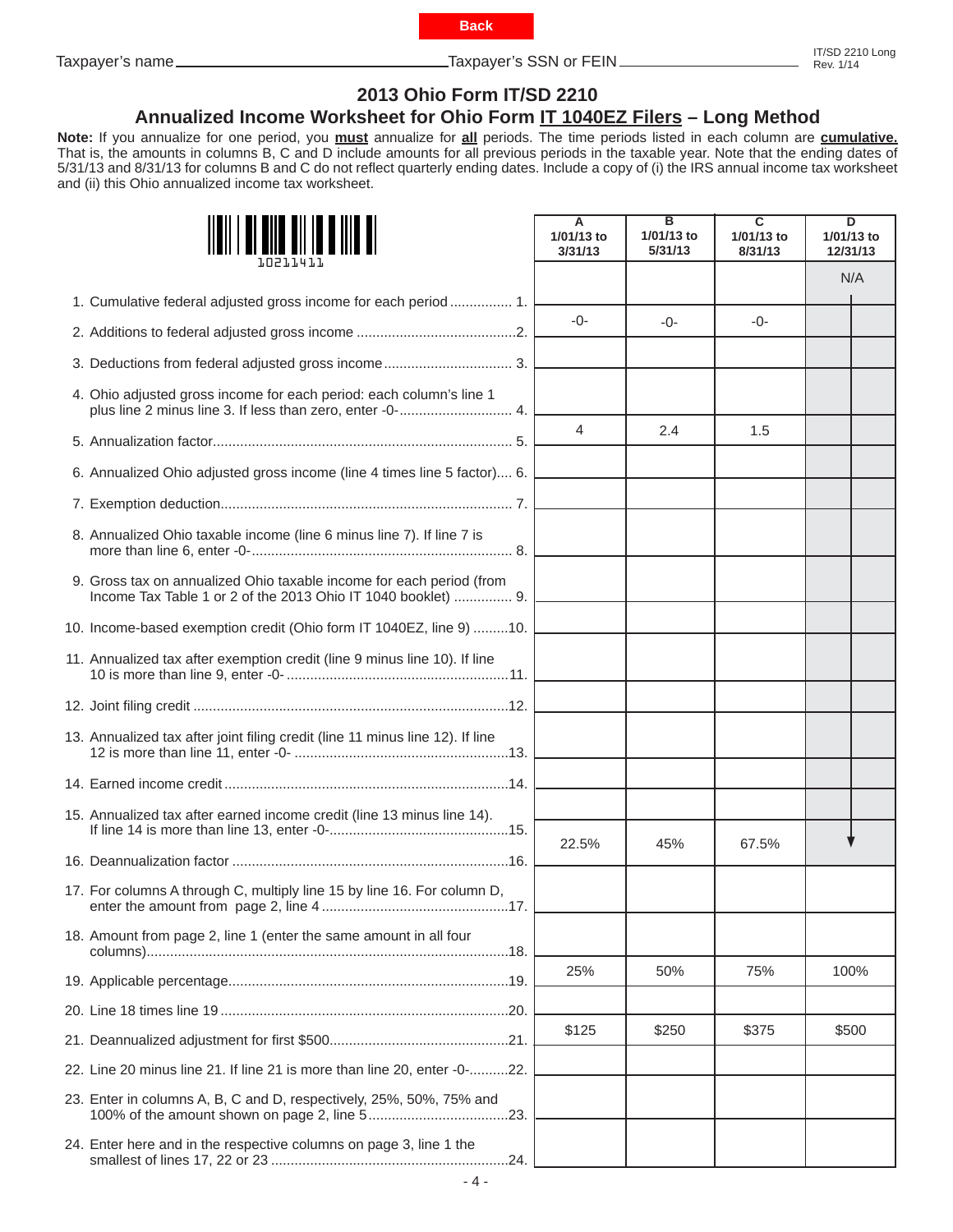Back

Taxpayer's name _______________ Taxpayer's SSN or FEIN _______________

IT/SD 2210 Long
Rev. 1/14

# 2013 Ohio Form IT/SD 2210

## Annualized Income Worksheet for Ohio Form IT 1040EZ Filers – Long Method

**Note:** If you annualize for one period, you **must** annualize for **all** periods. The time periods listed in each column are **cumulative.** That is, the amounts in columns B, C and D include amounts for all previous periods in the taxable year. Note that the ending dates of 5/31/13 and 8/31/13 for columns B and C do not reflect quarterly ending dates. Include a copy of (i) the IRS annual income tax worksheet and (ii) this Ohio annualized income tax worksheet.

10211411

| | A 1/01/13 to 3/31/13 | B 1/01/13 to 5/31/13 | C 1/01/13 to 8/31/13 | D 1/01/13 to 12/31/13 |
|---|---|---|---|---|
| 1. Cumulative federal adjusted gross income for each period ................ 1. | | | | N/A |
| 2. Additions to federal adjusted gross income .........................................2. | -0- | -0- | -0- | |
| 3. Deductions from federal adjusted gross income ................................ 3. | | | | |
| 4. Ohio adjusted gross income for each period: each column's line 1 plus line 2 minus line 3. If less than zero, enter -0- ............................ 4. | | | | |
| 5. Annualization factor............................................................................ 5. | 4 | 2.4 | 1.5 | |
| 6. Annualized Ohio adjusted gross income (line 4 times line 5 factor).... 6. | | | | |
| 7. Exemption deduction.......................................................................... 7. | | | | |
| 8. Annualized Ohio taxable income (line 6 minus line 7). If line 7 is more than line 6, enter -0-.................................................................. 8. | | | | |
| 9. Gross tax on annualized Ohio taxable income for each period (from Income Tax Table 1 or 2 of the 2013 Ohio IT 1040 booklet) .............. 9. | | | | |
| 10. Income-based exemption credit (Ohio form IT 1040EZ, line 9) .........10. | | | | |
| 11. Annualized tax after exemption credit (line 9 minus line 10). If line 10 is more than line 9, enter -0- ........................................................11. | | | | |
| 12. Joint filing credit ................................................................................12. | | | | |
| 13. Annualized tax after joint filing credit (line 11 minus line 12). If line 12 is more than line 11, enter -0- .......................................................13. | | | | |
| 14. Earned income credit ........................................................................14. | | | | |
| 15. Annualized tax after earned income credit (line 13 minus line 14). If line 14 is more than line 13, enter -0-..............................................15. | | | | |
| 16. Deannualization factor ......................................................................16. | 22.5% | 45% | 67.5% | |
| 17. For columns A through C, multiply line 15 by line 16. For column D, enter the amount from page 2, line 4 ................................................17. | | | | |
| 18. Amount from page 2, line 1 (enter the same amount in all four columns)............................................................................................18. | | | | |
| 19. Applicable percentage........................................................................19. | 25% | 50% | 75% | 100% |
| 20. Line 18 times line 19 ..........................................................................20. | | | | |
| 21. Deannualized adjustment for first $500.............................................21. | $125 | $250 | $375 | $500 |
| 22. Line 20 minus line 21. If line 21 is more than line 20, enter -0-..........22. | | | | |
| 23. Enter in columns A, B, C and D, respectively, 25%, 50%, 75% and 100% of the amount shown on page 2, line 5....................................23. | | | | |
| 24. Enter here and in the respective columns on page 3, line 1 the smallest of lines 17, 22 or 23 ............................................................24. | | | | |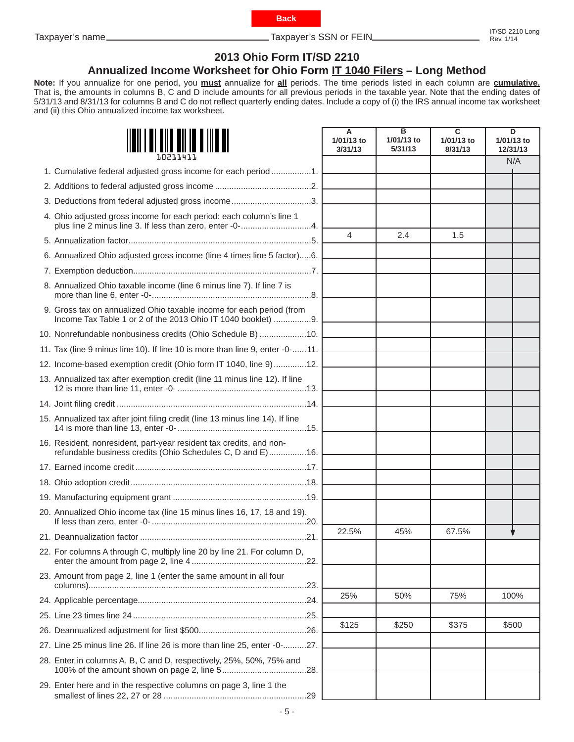Back

Taxpayer's name ______________________ Taxpayer's SSN or FEIN ______________________

IT/SD 2210 Long
Rev. 1/14

## 2013 Ohio Form IT/SD 2210

## Annualized Income Worksheet for Ohio Form IT 1040 Filers – Long Method

**Note:** If you annualize for one period, you **must** annualize for **all** periods. The time periods listed in each column are **cumulative.** That is, the amounts in columns B, C and D include amounts for all previous periods in the taxable year. Note that the ending dates of 5/31/13 and 8/31/13 for columns B and C do not reflect quarterly ending dates. Include a copy of (i) the IRS annual income tax worksheet and (ii) this Ohio annualized income tax worksheet.

10211411

| | A 1/01/13 to 3/31/13 | B 1/01/13 to 5/31/13 | C 1/01/13 to 8/31/13 | D 1/01/13 to 12/31/13 |
|---|---|---|---|---|
| 1. Cumulative federal adjusted gross income for each period .................1. | | | | N/A |
| 2. Additions to federal adjusted gross income .........................................2. | | | | |
| 3. Deductions from federal adjusted gross income.................................3. | | | | |
| 4. Ohio adjusted gross income for each period: each column's line 1 plus line 2 minus line 3. If less than zero, enter -0-..............................4. | | | | |
| 5. Annualization factor.............................................................................5. | 4 | 2.4 | 1.5 | |
| 6. Annualized Ohio adjusted gross income (line 4 times line 5 factor).....6. | | | | |
| 7. Exemption deduction...........................................................................7. | | | | |
| 8. Annualized Ohio taxable income (line 6 minus line 7). If line 7 is more than line 6, enter -0-...................................................................8. | | | | |
| 9. Gross tax on annualized Ohio taxable income for each period (from Income Tax Table 1 or 2 of the 2013 Ohio IT 1040 booklet) ................9. | | | | |
| 10. Nonrefundable nonbusiness credits (Ohio Schedule B) ....................10. | | | | |
| 11. Tax (line 9 minus line 10). If line 10 is more than line 9, enter -0-......11. | | | | |
| 12. Income-based exemption credit (Ohio form IT 1040, line 9)..............12. | | | | |
| 13. Annualized tax after exemption credit (line 11 minus line 12). If line 12 is more than line 11, enter -0- ......................................................13. | | | | |
| 14. Joint filing credit .................................................................................14. | | | | |
| 15. Annualized tax after joint filing credit (line 13 minus line 14). If line 14 is more than line 13, enter -0- ......................................................15. | | | | |
| 16. Resident, nonresident, part-year resident tax credits, and non-refundable business credits (Ohio Schedules C, D and E)................16. | | | | |
| 17. Earned income credit .........................................................................17. | | | | |
| 18. Ohio adoption credit...........................................................................18. | | | | |
| 19. Manufacturing equipment grant .........................................................19. | | | | |
| 20. Annualized Ohio income tax (line 15 minus lines 16, 17, 18 and 19). If less than zero, enter -0- ..................................................................20. | | | | |
| 21. Deannualization factor .......................................................................21. | 22.5% | 45% | 67.5% | |
| 22. For columns A through C, multiply line 20 by line 21. For column D, enter the amount from page 2, line 4 ................................................22. | | | | |
| 23. Amount from page 2, line 1 (enter the same amount in all four columns).............................................................................................23. | | | | |
| 24. Applicable percentage........................................................................24. | 25% | 50% | 75% | 100% |
| 25. Line 23 times line 24 ..........................................................................25. | | | | |
| 26. Deannualized adjustment for first $500..............................................26. | $125 | $250 | $375 | $500 |
| 27. Line 25 minus line 26. If line 26 is more than line 25, enter -0-..........27. | | | | |
| 28. Enter in columns A, B, C and D, respectively, 25%, 50%, 75% and 100% of the amount shown on page 2, line 5....................................28. | | | | |
| 29. Enter here and in the respective columns on page 3, line 1 the smallest of lines 22, 27 or 28 .............................................................29 | | | | |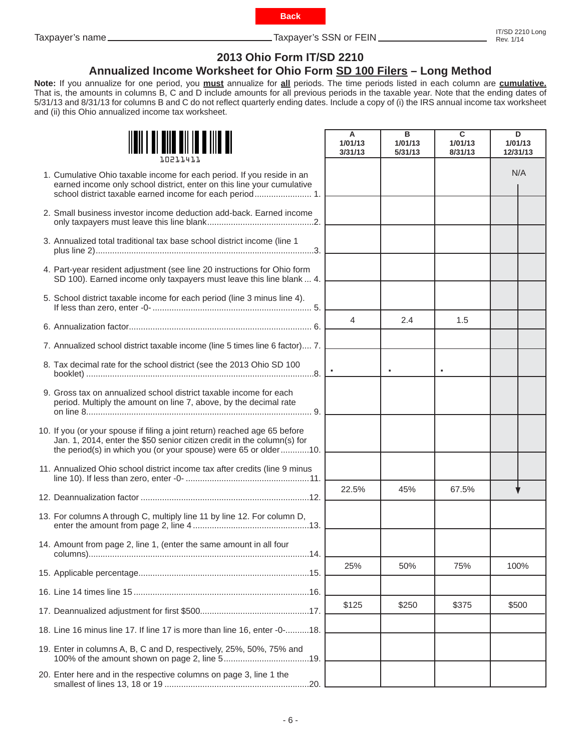Back

Taxpayer's name \_\_\_\_\_\_\_\_\_\_\_\_\_\_\_\_\_\_\_\_\_\_\_\_ Taxpayer's SSN or FEIN \_\_\_\_\_\_\_\_\_\_\_\_\_\_\_\_\_\_\_\_

IT/SD 2210 Long
Rev. 1/14

## 2013 Ohio Form IT/SD 2210

## Annualized Income Worksheet for Ohio Form SD 100 Filers – Long Method

**Note:** If you annualize for one period, you **must** annualize for **all** periods. The time periods listed in each column are **cumulative.** That is, the amounts in columns B, C and D include amounts for all previous periods in the taxable year. Note that the ending dates of 5/31/13 and 8/31/13 for columns B and C do not reflect quarterly ending dates. Include a copy of (i) the IRS annual income tax worksheet and (ii) this Ohio annualized income tax worksheet.

10211411

| | A 1/01/13 3/31/13 | B 1/01/13 5/31/13 | C 1/01/13 8/31/13 | D 1/01/13 12/31/13 |
|---|---|---|---|---|
| 1. Cumulative Ohio taxable income for each period. If you reside in an earned income only school district, enter on this line your cumulative school district taxable earned income for each period ........ 1. | | | | N/A |
| 2. Small business investor income deduction add-back. Earned income only taxpayers must leave this line blank ........ 2. | | | | |
| 3. Annualized total traditional tax base school district income (line 1 plus line 2) ........ 3. | | | | |
| 4. Part-year resident adjustment (see line 20 instructions for Ohio form SD 100). Earned income only taxpayers must leave this line blank ... 4. | | | | |
| 5. School district taxable income for each period (line 3 minus line 4). If less than zero, enter -0- ........ 5. | | | | |
| 6. Annualization factor ........ 6. | 4 | 2.4 | 1.5 | |
| 7. Annualized school district taxable income (line 5 times line 6 factor) .... 7. | | | | |
| 8. Tax decimal rate for the school district (see the 2013 Ohio SD 100 booklet) ........ 8. | . | . | . | |
| 9. Gross tax on annualized school district taxable income for each period. Multiply the amount on line 7, above, by the decimal rate on line 8 ........ 9. | | | | |
| 10. If you (or your spouse if filing a joint return) reached age 65 before Jan. 1, 2014, enter the $50 senior citizen credit in the column(s) for the period(s) in which you (or your spouse) were 65 or older ........ 10. | | | | |
| 11. Annualized Ohio school district income tax after credits (line 9 minus line 10). If less than zero, enter -0- ........ 11. | | | | |
| 12. Deannualization factor ........ 12. | 22.5% | 45% | 67.5% | |
| 13. For columns A through C, multiply line 11 by line 12. For column D, enter the amount from page 2, line 4 ........ 13. | | | | |
| 14. Amount from page 2, line 1, (enter the same amount in all four columns) ........ 14. | | | | |
| 15. Applicable percentage ........ 15. | 25% | 50% | 75% | 100% |
| 16. Line 14 times line 15 ........ 16. | | | | |
| 17. Deannualized adjustment for first $500 ........ 17. | $125 | $250 | $375 | $500 |
| 18. Line 16 minus line 17. If line 17 is more than line 16, enter -0- ........ 18. | | | | |
| 19. Enter in columns A, B, C and D, respectively, 25%, 50%, 75% and 100% of the amount shown on page 2, line 5 ........ 19. | | | | |
| 20. Enter here and in the respective columns on page 3, line 1 the smallest of lines 13, 18 or 19 ........ 20. | | | | |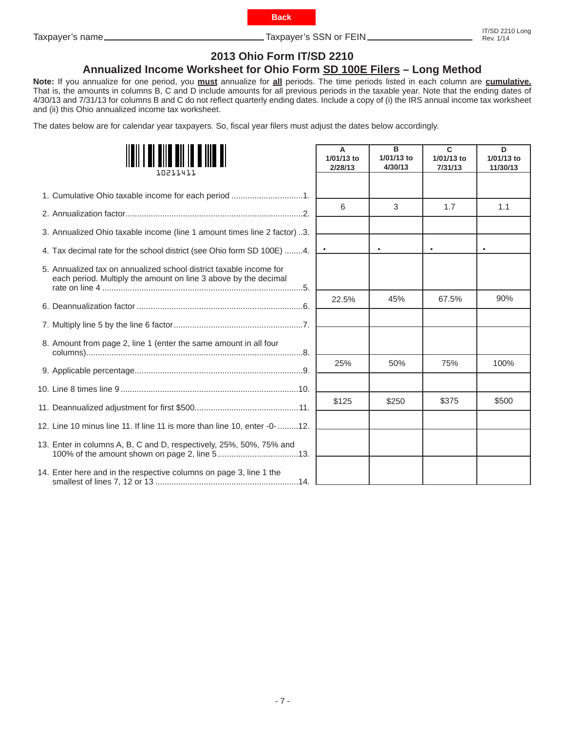Back

Taxpayer's name \_\_\_\_\_\_\_\_\_\_\_\_\_\_\_\_\_\_\_\_ Taxpayer's SSN or FEIN \_\_\_\_\_\_\_\_\_\_\_\_\_\_\_\_\_\_\_\_

IT/SD 2210 Long
Rev. 1/14

# 2013 Ohio Form IT/SD 2210

## Annualized Income Worksheet for Ohio Form SD 100E Filers – Long Method

**Note:** If you annualize for one period, you **must** annualize for **all** periods. The time periods listed in each column are **cumulative.** That is, the amounts in columns B, C and D include amounts for all previous periods in the taxable year. Note that the ending dates of 4/30/13 and 7/31/13 for columns B and C do not reflect quarterly ending dates. Include a copy of (i) the IRS annual income tax worksheet and (ii) this Ohio annualized income tax worksheet.

The dates below are for calendar year taxpayers. So, fiscal year filers must adjust the dates below accordingly.

10211411

| | A 1/01/13 to 2/28/13 | B 1/01/13 to 4/30/13 | C 1/01/13 to 7/31/13 | D 1/01/13 to 11/30/13 |
|---|---|---|---|---|
| 1. Cumulative Ohio taxable income for each period ..............................1. | | | | |
| 2. Annualization factor.............................................................................2. | 6 | 3 | 1.7 | 1.1 |
| 3. Annualized Ohio taxable income (line 1 amount times line 2 factor) ..3. | | | | |
| 4. Tax decimal rate for the school district (see Ohio form SD 100E) ........4. | . | . | . | . |
| 5. Annualized tax on annualized school district taxable income for each period. Multiply the amount on line 3 above by the decimal rate on line 4 .......................................................................................5. | | | | |
| 6. Deannualization factor .......................................................................6. | 22.5% | 45% | 67.5% | 90% |
| 7. Multiply line 5 by the line 6 factor.......................................................7. | | | | |
| 8. Amount from page 2, line 1 (enter the same amount in all four columns).............................................................................................8. | | | | |
| 9. Applicable percentage.........................................................................9. | 25% | 50% | 75% | 100% |
| 10. Line 8 times line 9............................................................................10. | | | | |
| 11. Deannualized adjustment for first $500.............................................11. | $125 | $250 | $375 | $500 |
| 12. Line 10 minus line 11. If line 11 is more than line 10, enter -0- .........12. | | | | |
| 13. Enter in columns A, B, C and D, respectively, 25%, 50%, 75% and 100% of the amount shown on page 2, line 5...................................13. | | | | |
| 14. Enter here and in the respective columns on page 3, line 1 the smallest of lines 7, 12 or 13 ..............................................................14. | | | | |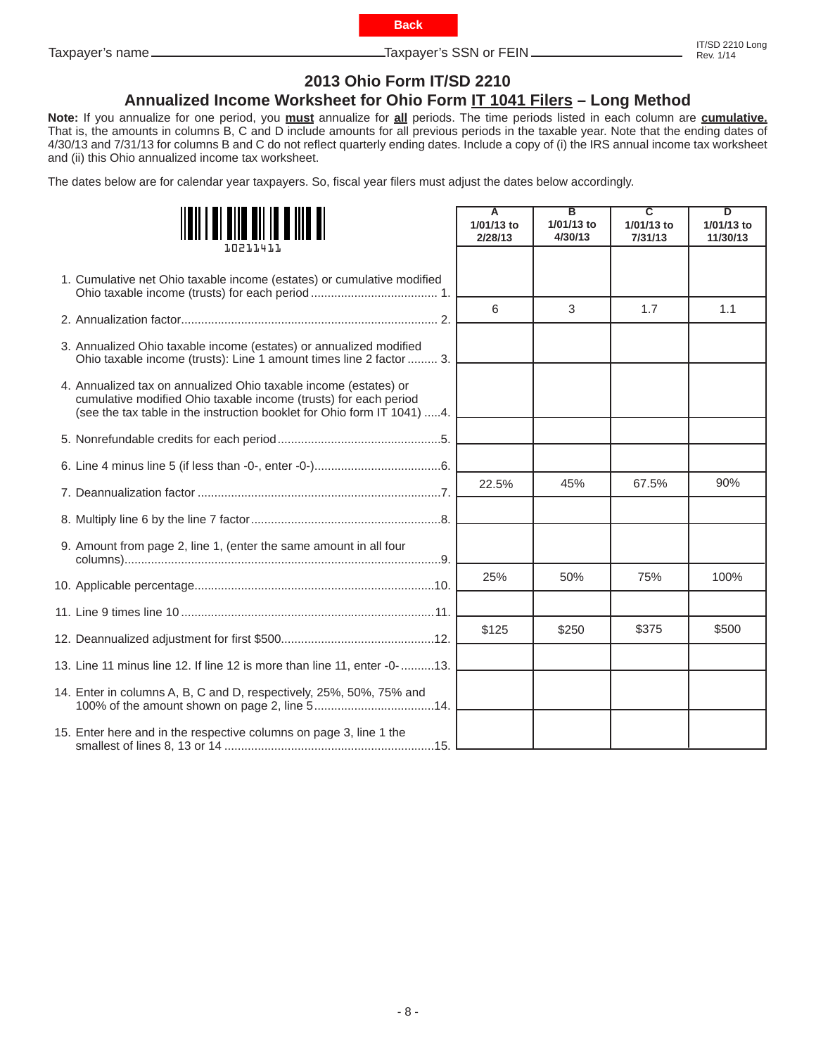Back

Taxpayer's name ____________________ Taxpayer's SSN or FEIN ____________________

IT/SD 2210 Long
Rev. 1/14

## 2013 Ohio Form IT/SD 2210
## Annualized Income Worksheet for Ohio Form IT 1041 Filers – Long Method

**Note:** If you annualize for one period, you **must** annualize for **all** periods. The time periods listed in each column are **cumulative.** That is, the amounts in columns B, C and D include amounts for all previous periods in the taxable year. Note that the ending dates of 4/30/13 and 7/31/13 for columns B and C do not reflect quarterly ending dates. Include a copy of (i) the IRS annual income tax worksheet and (ii) this Ohio annualized income tax worksheet.

The dates below are for calendar year taxpayers. So, fiscal year filers must adjust the dates below accordingly.

10211411

| | A 1/01/13 to 2/28/13 | B 1/01/13 to 4/30/13 | C 1/01/13 to 7/31/13 | D 1/01/13 to 11/30/13 |
|---|---|---|---|---|
| 1. Cumulative net Ohio taxable income (estates) or cumulative modified Ohio taxable income (trusts) for each period ...... 1. | | | | |
| 2. Annualization factor ...... 2. | 6 | 3 | 1.7 | 1.1 |
| 3. Annualized Ohio taxable income (estates) or annualized modified Ohio taxable income (trusts): Line 1 amount times line 2 factor ...... 3. | | | | |
| 4. Annualized tax on annualized Ohio taxable income (estates) or cumulative modified Ohio taxable income (trusts) for each period (see the tax table in the instruction booklet for Ohio form IT 1041) .....4. | | | | |
| 5. Nonrefundable credits for each period ......5. | | | | |
| 6. Line 4 minus line 5 (if less than -0-, enter -0-) ......6. | | | | |
| 7. Deannualization factor ......7. | 22.5% | 45% | 67.5% | 90% |
| 8. Multiply line 6 by the line 7 factor ......8. | | | | |
| 9. Amount from page 2, line 1, (enter the same amount in all four columns) ......9. | | | | |
| 10. Applicable percentage ......10. | 25% | 50% | 75% | 100% |
| 11. Line 9 times line 10 ......11. | | | | |
| 12. Deannualized adjustment for first $500 ......12. | $125 | $250 | $375 | $500 |
| 13. Line 11 minus line 12. If line 12 is more than line 11, enter -0- ......13. | | | | |
| 14. Enter in columns A, B, C and D, respectively, 25%, 50%, 75% and 100% of the amount shown on page 2, line 5 ......14. | | | | |
| 15. Enter here and in the respective columns on page 3, line 1 the smallest of lines 8, 13 or 14 ......15. | | | | |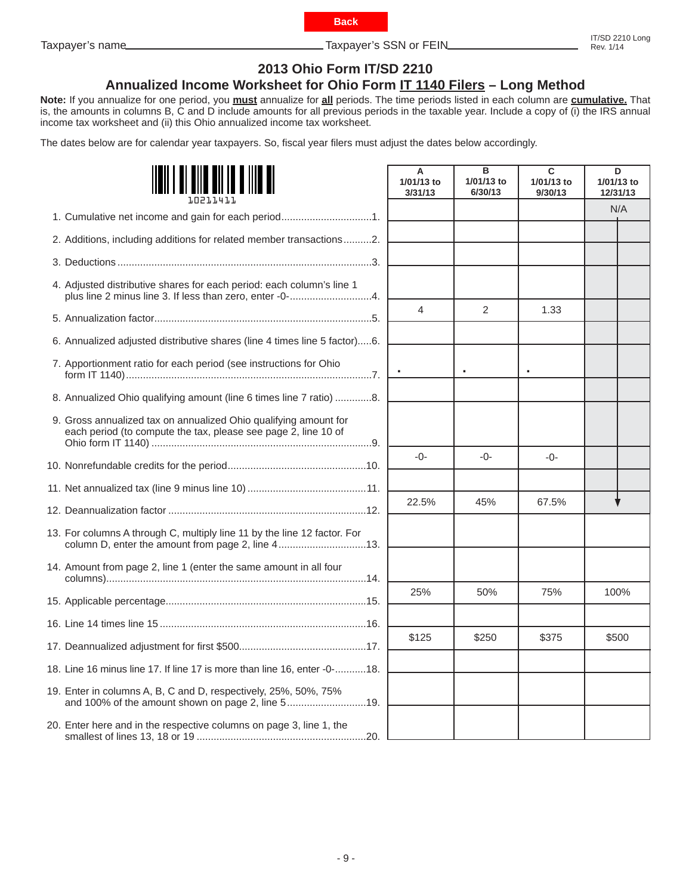Back

Taxpayer's name______________________________ Taxpayer's SSN or FEIN______________________

IT/SD 2210 Long
Rev. 1/14

# 2013 Ohio Form IT/SD 2210

## Annualized Income Worksheet for Ohio Form IT 1140 Filers – Long Method

**Note:** If you annualize for one period, you **must** annualize for **all** periods. The time periods listed in each column are **cumulative.** That is, the amounts in columns B, C and D include amounts for all previous periods in the taxable year. Include a copy of (i) the IRS annual income tax worksheet and (ii) this Ohio annualized income tax worksheet.

The dates below are for calendar year taxpayers. So, fiscal year filers must adjust the dates below accordingly.

10211411

| | A 1/01/13 to 3/31/13 | B 1/01/13 to 6/30/13 | C 1/01/13 to 9/30/13 | D 1/01/13 to 12/31/13 |
|---|---|---|---|---|
| 1. Cumulative net income and gain for each period....1. | | | | N/A |
| 2. Additions, including additions for related member transactions....2. | | | | |
| 3. Deductions....3. | | | | |
| 4. Adjusted distributive shares for each period: each column's line 1 plus line 2 minus line 3. If less than zero, enter -0-....4. | | | | |
| 5. Annualization factor....5. | 4 | 2 | 1.33 | |
| 6. Annualized adjusted distributive shares (line 4 times line 5 factor)....6. | | | | |
| 7. Apportionment ratio for each period (see instructions for Ohio form IT 1140)....7. | . | . | . | |
| 8. Annualized Ohio qualifying amount (line 6 times line 7 ratio)....8. | | | | |
| 9. Gross annualized tax on annualized Ohio qualifying amount for each period (to compute the tax, please see page 2, line 10 of Ohio form IT 1140)....9. | | | | |
| 10. Nonrefundable credits for the period....10. | -0- | -0- | -0- | |
| 11. Net annualized tax (line 9 minus line 10)....11. | | | | |
| 12. Deannualization factor....12. | 22.5% | 45% | 67.5% | |
| 13. For columns A through C, multiply line 11 by the line 12 factor. For column D, enter the amount from page 2, line 4....13. | | | | |
| 14. Amount from page 2, line 1 (enter the same amount in all four columns)....14. | | | | |
| 15. Applicable percentage....15. | 25% | 50% | 75% | 100% |
| 16. Line 14 times line 15....16. | | | | |
| 17. Deannualized adjustment for first $500....17. | $125 | $250 | $375 | $500 |
| 18. Line 16 minus line 17. If line 17 is more than line 16, enter -0-....18. | | | | |
| 19. Enter in columns A, B, C and D, respectively, 25%, 50%, 75% and 100% of the amount shown on page 2, line 5....19. | | | | |
| 20. Enter here and in the respective columns on page 3, line 1, the smallest of lines 13, 18 or 19....20. | | | | |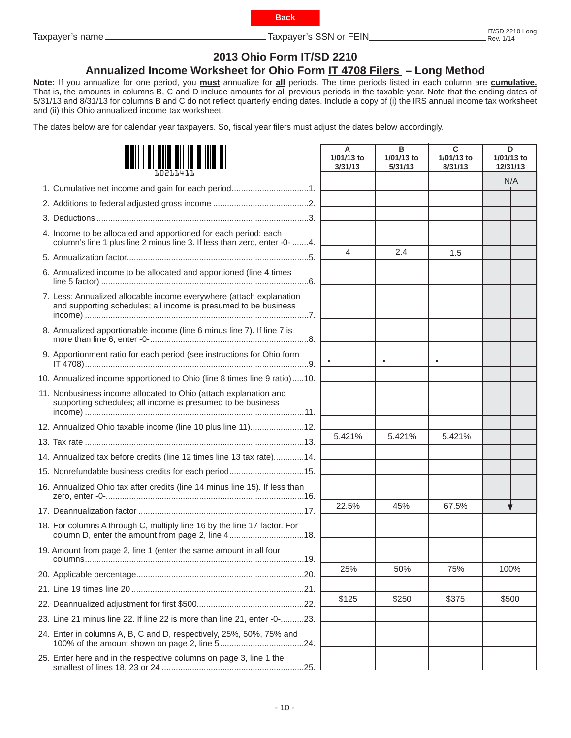Back

Taxpayer's name ______________________ Taxpayer's SSN or FEIN ______________________

IT/SD 2210 Long
Rev. 1/14

# 2013 Ohio Form IT/SD 2210

## Annualized Income Worksheet for Ohio Form IT 4708 Filers – Long Method

**Note:** If you annualize for one period, you **must** annualize for **all** periods. The time periods listed in each column are **cumulative.** That is, the amounts in columns B, C and D include amounts for all previous periods in the taxable year. Note that the ending dates of 5/31/13 and 8/31/13 for columns B and C do not reflect quarterly ending dates. Include a copy of (i) the IRS annual income tax worksheet and (ii) this Ohio annualized income tax worksheet.

The dates below are for calendar year taxpayers. So, fiscal year filers must adjust the dates below accordingly.

10211411

| | A 1/01/13 to 3/31/13 | B 1/01/13 to 5/31/13 | C 1/01/13 to 8/31/13 | D 1/01/13 to 12/31/13 |
|---|---|---|---|---|
| 1. Cumulative net income and gain for each period.....1. | | | | N/A |
| 2. Additions to federal adjusted gross income .....2. | | | | |
| 3. Deductions .....3. | | | | |
| 4. Income to be allocated and apportioned for each period: each column's line 1 plus line 2 minus line 3. If less than zero, enter -0- .....4. | | | | |
| 5. Annualization factor.....5. | 4 | 2.4 | 1.5 | |
| 6. Annualized income to be allocated and apportioned (line 4 times line 5 factor) .....6. | | | | |
| 7. Less: Annualized allocable income everywhere (attach explanation and supporting schedules; all income is presumed to be business income) .....7. | | | | |
| 8. Annualized apportionable income (line 6 minus line 7). If line 7 is more than line 6, enter -0-.....8. | | | | |
| 9. Apportionment ratio for each period (see instructions for Ohio form IT 4708).....9. | . | . | . | |
| 10. Annualized income apportioned to Ohio (line 8 times line 9 ratio).....10. | | | | |
| 11. Nonbusiness income allocated to Ohio (attach explanation and supporting schedules; all income is presumed to be business income) .....11. | | | | |
| 12. Annualized Ohio taxable income (line 10 plus line 11).....12. | | | | |
| 13. Tax rate .....13. | 5.421% | 5.421% | 5.421% | |
| 14. Annualized tax before credits (line 12 times line 13 tax rate).....14. | | | | |
| 15. Nonrefundable business credits for each period.....15. | | | | |
| 16. Annualized Ohio tax after credits (line 14 minus line 15). If less than zero, enter -0-.....16. | | | | |
| 17. Deannualization factor .....17. | 22.5% | 45% | 67.5% | |
| 18. For columns A through C, multiply line 16 by the line 17 factor. For column D, enter the amount from page 2, line 4.....18. | | | | |
| 19. Amount from page 2, line 1 (enter the same amount in all four columns.....19. | | | | |
| 20. Applicable percentage.....20. | 25% | 50% | 75% | 100% |
| 21. Line 19 times line 20 .....21. | | | | |
| 22. Deannualized adjustment for first $500.....22. | $125 | $250 | $375 | $500 |
| 23. Line 21 minus line 22. If line 22 is more than line 21, enter -0-.....23. | | | | |
| 24. Enter in columns A, B, C and D, respectively, 25%, 50%, 75% and 100% of the amount shown on page 2, line 5.....24. | | | | |
| 25. Enter here and in the respective columns on page 3, line 1 the smallest of lines 18, 23 or 24 .....25. | | | | |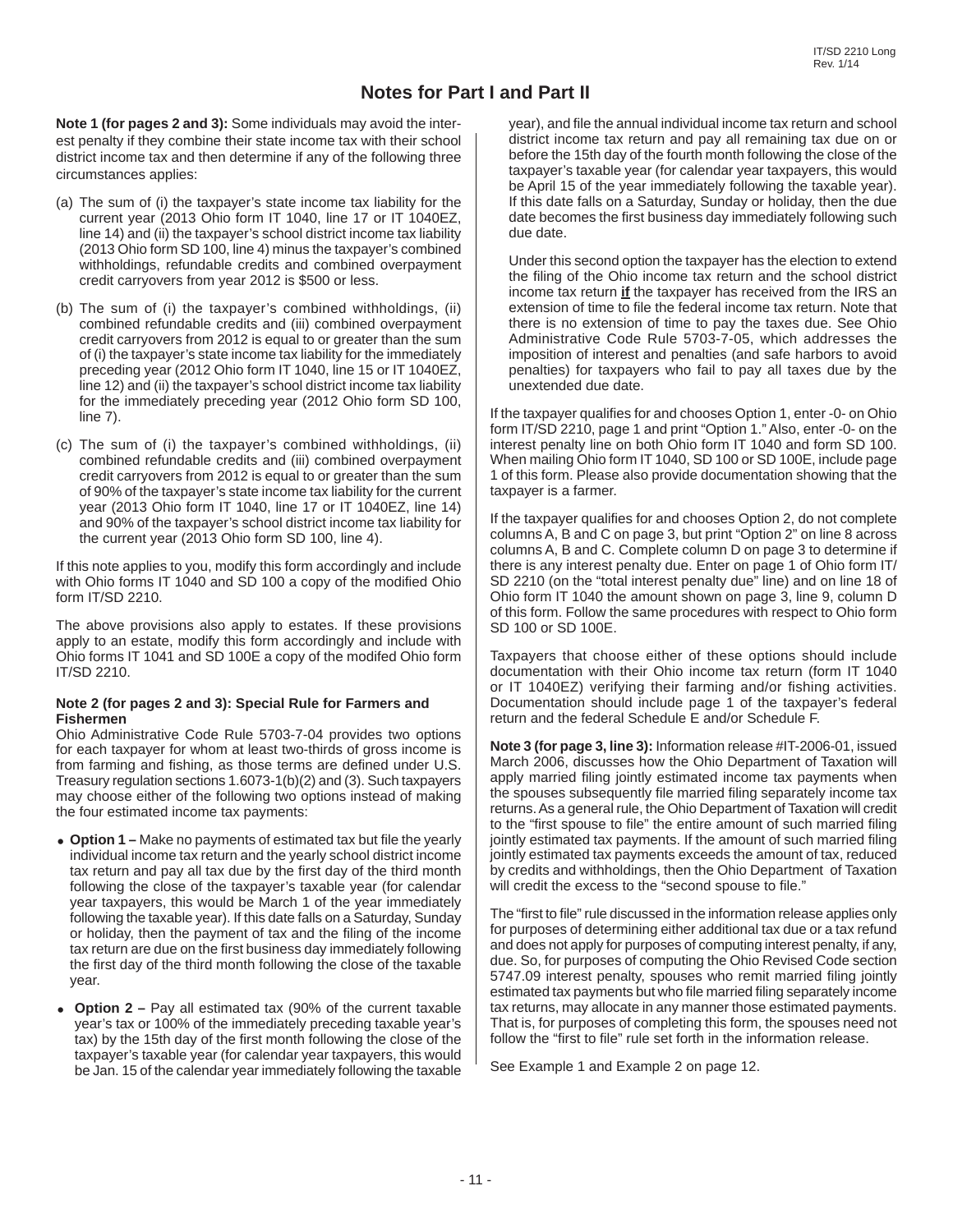# Notes for Part I and Part II

**Note 1 (for pages 2 and 3):** Some individuals may avoid the interest penalty if they combine their state income tax with their school district income tax and then determine if any of the following three circumstances applies:

(a) The sum of (i) the taxpayer's state income tax liability for the current year (2013 Ohio form IT 1040, line 17 or IT 1040EZ, line 14) and (ii) the taxpayer's school district income tax liability (2013 Ohio form SD 100, line 4) minus the taxpayer's combined withholdings, refundable credits and combined overpayment credit carryovers from year 2012 is $500 or less.

(b) The sum of (i) the taxpayer's combined withholdings, (ii) combined refundable credits and (iii) combined overpayment credit carryovers from 2012 is equal to or greater than the sum of (i) the taxpayer's state income tax liability for the immediately preceding year (2012 Ohio form IT 1040, line 15 or IT 1040EZ, line 12) and (ii) the taxpayer's school district income tax liability for the immediately preceding year (2012 Ohio form SD 100, line 7).

(c) The sum of (i) the taxpayer's combined withholdings, (ii) combined refundable credits and (iii) combined overpayment credit carryovers from 2012 is equal to or greater than the sum of 90% of the taxpayer's state income tax liability for the current year (2013 Ohio form IT 1040, line 17 or IT 1040EZ, line 14) and 90% of the taxpayer's school district income tax liability for the current year (2013 Ohio form SD 100, line 4).

If this note applies to you, modify this form accordingly and include with Ohio forms IT 1040 and SD 100 a copy of the modified Ohio form IT/SD 2210.

The above provisions also apply to estates. If these provisions apply to an estate, modify this form accordingly and include with Ohio forms IT 1041 and SD 100E a copy of the modifed Ohio form IT/SD 2210.

**Note 2 (for pages 2 and 3): Special Rule for Farmers and Fishermen**

Ohio Administrative Code Rule 5703-7-04 provides two options for each taxpayer for whom at least two-thirds of gross income is from farming and fishing, as those terms are defined under U.S. Treasury regulation sections 1.6073-1(b)(2) and (3). Such taxpayers may choose either of the following two options instead of making the four estimated income tax payments:

- **Option 1 –** Make no payments of estimated tax but file the yearly individual income tax return and the yearly school district income tax return and pay all tax due by the first day of the third month following the close of the taxpayer's taxable year (for calendar year taxpayers, this would be March 1 of the year immediately following the taxable year). If this date falls on a Saturday, Sunday or holiday, then the payment of tax and the filing of the income tax return are due on the first business day immediately following the first day of the third month following the close of the taxable year.
- **Option 2 –** Pay all estimated tax (90% of the current taxable year's tax or 100% of the immediately preceding taxable year's tax) by the 15th day of the first month following the close of the taxpayer's taxable year (for calendar year taxpayers, this would be Jan. 15 of the calendar year immediately following the taxable year), and file the annual individual income tax return and school district income tax return and pay all remaining tax due on or before the 15th day of the fourth month following the close of the taxpayer's taxable year (for calendar year taxpayers, this would be April 15 of the year immediately following the taxable year). If this date falls on a Saturday, Sunday or holiday, then the due date becomes the first business day immediately following such due date.

  Under this second option the taxpayer has the election to extend the filing of the Ohio income tax return and the school district income tax return **if** the taxpayer has received from the IRS an extension of time to file the federal income tax return. Note that there is no extension of time to pay the taxes due. See Ohio Administrative Code Rule 5703-7-05, which addresses the imposition of interest and penalties (and safe harbors to avoid penalties) for taxpayers who fail to pay all taxes due by the unextended due date.

If the taxpayer qualifies for and chooses Option 1, enter -0- on Ohio form IT/SD 2210, page 1 and print "Option 1." Also, enter -0- on the interest penalty line on both Ohio form IT 1040 and form SD 100. When mailing Ohio form IT 1040, SD 100 or SD 100E, include page 1 of this form. Please also provide documentation showing that the taxpayer is a farmer.

If the taxpayer qualifies for and chooses Option 2, do not complete columns A, B and C on page 3, but print "Option 2" on line 8 across columns A, B and C. Complete column D on page 3 to determine if there is any interest penalty due. Enter on page 1 of Ohio form IT/SD 2210 (on the "total interest penalty due" line) and on line 18 of Ohio form IT 1040 the amount shown on page 3, line 9, column D of this form. Follow the same procedures with respect to Ohio form SD 100 or SD 100E.

Taxpayers that choose either of these options should include documentation with their Ohio income tax return (form IT 1040 or IT 1040EZ) verifying their farming and/or fishing activities. Documentation should include page 1 of the taxpayer's federal return and the federal Schedule E and/or Schedule F.

**Note 3 (for page 3, line 3):** Information release #IT-2006-01, issued March 2006, discusses how the Ohio Department of Taxation will apply married filing jointly estimated income tax payments when the spouses subsequently file married filing separately income tax returns. As a general rule, the Ohio Department of Taxation will credit to the "first spouse to file" the entire amount of such married filing jointly estimated tax payments. If the amount of such married filing jointly estimated tax payments exceeds the amount of tax, reduced by credits and withholdings, then the Ohio Department of Taxation will credit the excess to the "second spouse to file."

The "first to file" rule discussed in the information release applies only for purposes of determining either additional tax due or a tax refund and does not apply for purposes of computing interest penalty, if any, due. So, for purposes of computing the Ohio Revised Code section 5747.09 interest penalty, spouses who remit married filing jointly estimated tax payments but who file married filing separately income tax returns, may allocate in any manner those estimated payments. That is, for purposes of completing this form, the spouses need not follow the "first to file" rule set forth in the information release.

See Example 1 and Example 2 on page 12.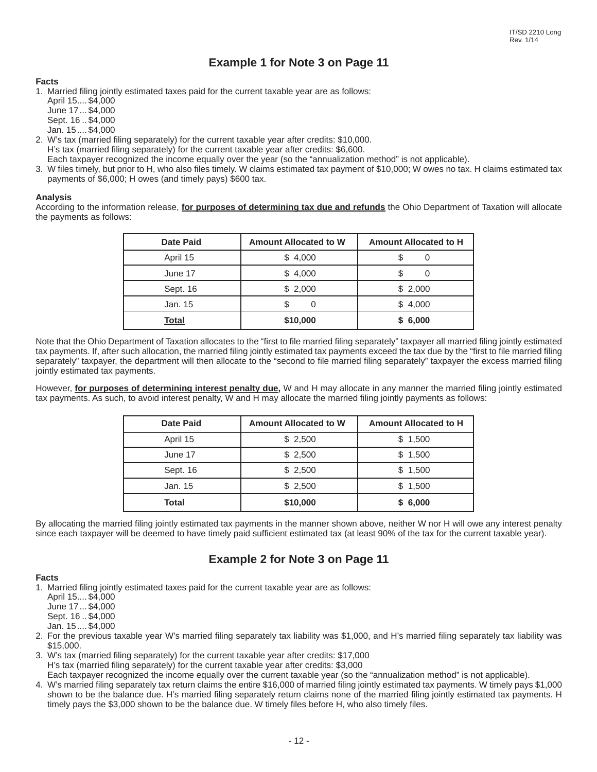## Example 1 for Note 3 on Page 11

**Facts**

1. Married filing jointly estimated taxes paid for the current taxable year are as follows:
   April 15.... $4,000
   June 17 ... $4,000
   Sept. 16 .. $4,000
   Jan. 15 .... $4,000
2. W's tax (married filing separately) for the current taxable year after credits: $10,000.
   H's tax (married filing separately) for the current taxable year after credits: $6,600.
   Each taxpayer recognized the income equally over the year (so the "annualization method" is not applicable).
3. W files timely, but prior to H, who also files timely. W claims estimated tax payment of $10,000; W owes no tax. H claims estimated tax payments of $6,000; H owes (and timely pays) $600 tax.

**Analysis**

According to the information release, **for purposes of determining tax due and refunds** the Ohio Department of Taxation will allocate the payments as follows:

| Date Paid | Amount Allocated to W | Amount Allocated to H |
|---|---|---|
| April 15 | $ 4,000 | $ 0 |
| June 17 | $ 4,000 | $ 0 |
| Sept. 16 | $ 2,000 | $ 2,000 |
| Jan. 15 | $ 0 | $ 4,000 |
| **Total** | **$10,000** | **$ 6,000** |

Note that the Ohio Department of Taxation allocates to the "first to file married filing separately" taxpayer all married filing jointly estimated tax payments. If, after such allocation, the married filing jointly estimated tax payments exceed the tax due by the "first to file married filing separately" taxpayer, the department will then allocate to the "second to file married filing separately" taxpayer the excess married filing jointly estimated tax payments.

However, **for purposes of determining interest penalty due,** W and H may allocate in any manner the married filing jointly estimated tax payments. As such, to avoid interest penalty, W and H may allocate the married filing jointly payments as follows:

| Date Paid | Amount Allocated to W | Amount Allocated to H |
|---|---|---|
| April 15 | $ 2,500 | $ 1,500 |
| June 17 | $ 2,500 | $ 1,500 |
| Sept. 16 | $ 2,500 | $ 1,500 |
| Jan. 15 | $ 2,500 | $ 1,500 |
| **Total** | **$10,000** | **$ 6,000** |

By allocating the married filing jointly estimated tax payments in the manner shown above, neither W nor H will owe any interest penalty since each taxpayer will be deemed to have timely paid sufficient estimated tax (at least 90% of the tax for the current taxable year).

## Example 2 for Note 3 on Page 11

**Facts**

1. Married filing jointly estimated taxes paid for the current taxable year are as follows:
   April 15.... $4,000
   June 17 ... $4,000
   Sept. 16 .. $4,000
   Jan. 15 .... $4,000
2. For the previous taxable year W's married filing separately tax liability was $1,000, and H's married filing separately tax liability was $15,000.
3. W's tax (married filing separately) for the current taxable year after credits: $17,000
   H's tax (married filing separately) for the current taxable year after credits: $3,000
   Each taxpayer recognized the income equally over the current taxable year (so the "annualization method" is not applicable).
4. W's married filing separately tax return claims the entire $16,000 of married filing jointly estimated tax payments. W timely pays $1,000 shown to be the balance due. H's married filing separately return claims none of the married filing jointly estimated tax payments. H timely pays the $3,000 shown to be the balance due. W timely files before H, who also timely files.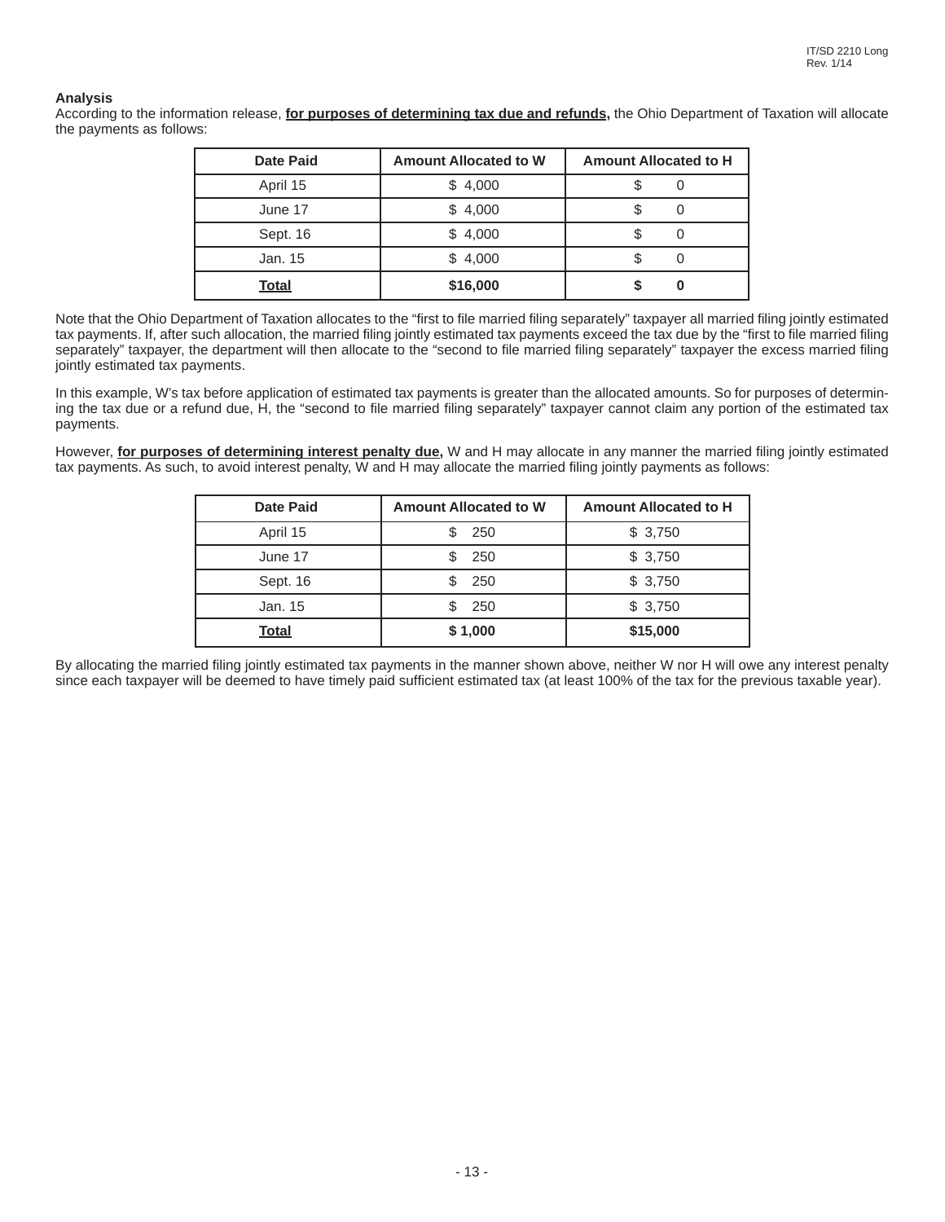**Analysis**

According to the information release, **for purposes of determining tax due and refunds,** the Ohio Department of Taxation will allocate the payments as follows:

| Date Paid | Amount Allocated to W | Amount Allocated to H |
|---|---|---|
| April 15 | $ 4,000 | $ 0 |
| June 17 | $ 4,000 | $ 0 |
| Sept. 16 | $ 4,000 | $ 0 |
| Jan. 15 | $ 4,000 | $ 0 |
| **Total** | **$16,000** | **$ 0** |

Note that the Ohio Department of Taxation allocates to the "first to file married filing separately" taxpayer all married filing jointly estimated tax payments. If, after such allocation, the married filing jointly estimated tax payments exceed the tax due by the "first to file married filing separately" taxpayer, the department will then allocate to the "second to file married filing separately" taxpayer the excess married filing jointly estimated tax payments.

In this example, W's tax before application of estimated tax payments is greater than the allocated amounts. So for purposes of determining the tax due or a refund due, H, the "second to file married filing separately" taxpayer cannot claim any portion of the estimated tax payments.

However, **for purposes of determining interest penalty due,** W and H may allocate in any manner the married filing jointly estimated tax payments. As such, to avoid interest penalty, W and H may allocate the married filing jointly payments as follows:

| Date Paid | Amount Allocated to W | Amount Allocated to H |
|---|---|---|
| April 15 | $ 250 | $ 3,750 |
| June 17 | $ 250 | $ 3,750 |
| Sept. 16 | $ 250 | $ 3,750 |
| Jan. 15 | $ 250 | $ 3,750 |
| **Total** | **$ 1,000** | **$15,000** |

By allocating the married filing jointly estimated tax payments in the manner shown above, neither W nor H will owe any interest penalty since each taxpayer will be deemed to have timely paid sufficient estimated tax (at least 100% of the tax for the previous taxable year).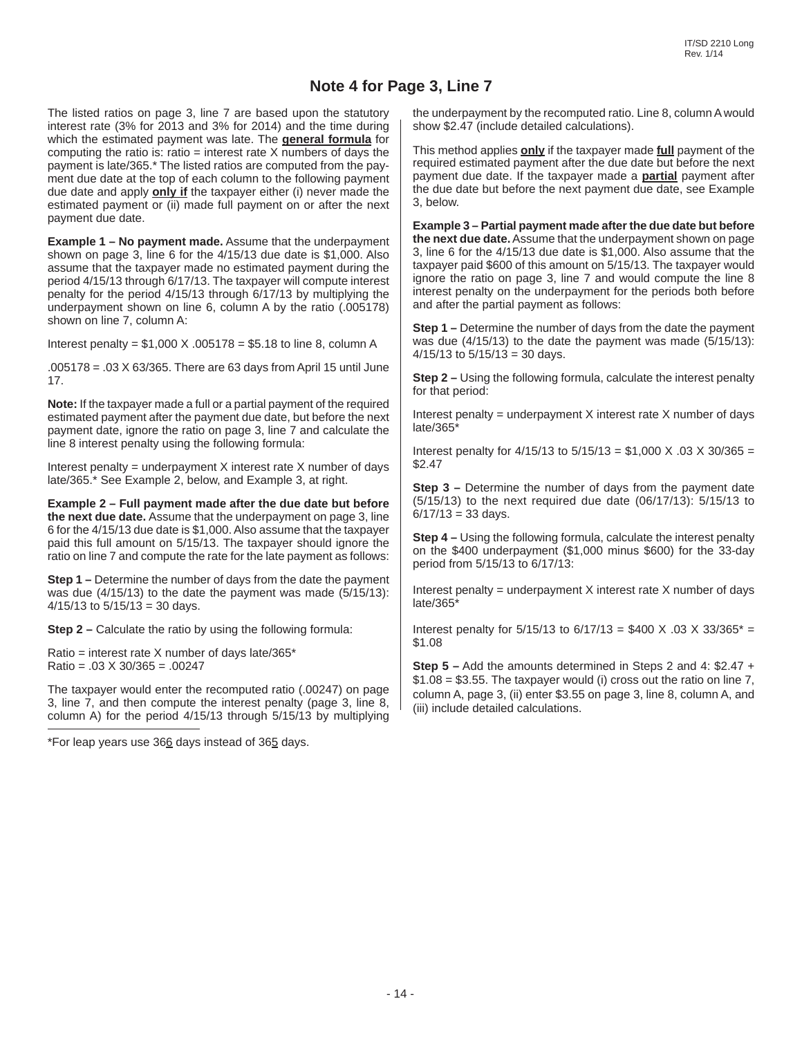# Note 4 for Page 3, Line 7

The listed ratios on page 3, line 7 are based upon the statutory interest rate (3% for 2013 and 3% for 2014) and the time during which the estimated payment was late. The **general formula** for computing the ratio is: ratio = interest rate X numbers of days the payment is late/365.* The listed ratios are computed from the payment due date at the top of each column to the following payment due date and apply **only if** the taxpayer either (i) never made the estimated payment or (ii) made full payment on or after the next payment due date.

**Example 1 – No payment made.** Assume that the underpayment shown on page 3, line 6 for the 4/15/13 due date is $1,000. Also assume that the taxpayer made no estimated payment during the period 4/15/13 through 6/17/13. The taxpayer will compute interest penalty for the period 4/15/13 through 6/17/13 by multiplying the underpayment shown on line 6, column A by the ratio (.005178) shown on line 7, column A:

Interest penalty = $1,000 X .005178 = $5.18 to line 8, column A

.005178 = .03 X 63/365. There are 63 days from April 15 until June 17.

**Note:** If the taxpayer made a full or a partial payment of the required estimated payment after the payment due date, but before the next payment date, ignore the ratio on page 3, line 7 and calculate the line 8 interest penalty using the following formula:

Interest penalty = underpayment X interest rate X number of days late/365.* See Example 2, below, and Example 3, at right.

**Example 2 – Full payment made after the due date but before the next due date.** Assume that the underpayment on page 3, line 6 for the 4/15/13 due date is $1,000. Also assume that the taxpayer paid this full amount on 5/15/13. The taxpayer should ignore the ratio on line 7 and compute the rate for the late payment as follows:

**Step 1 –** Determine the number of days from the date the payment was due (4/15/13) to the date the payment was made (5/15/13): 4/15/13 to 5/15/13 = 30 days.

**Step 2 –** Calculate the ratio by using the following formula:

Ratio = interest rate X number of days late/365*
Ratio = .03 X 30/365 = .00247

The taxpayer would enter the recomputed ratio (.00247) on page 3, line 7, and then compute the interest penalty (page 3, line 8, column A) for the period 4/15/13 through 5/15/13 by multiplying the underpayment by the recomputed ratio. Line 8, column A would show $2.47 (include detailed calculations).

This method applies **only** if the taxpayer made **full** payment of the required estimated payment after the due date but before the next payment due date. If the taxpayer made a **partial** payment after the due date but before the next payment due date, see Example 3, below.

**Example 3 – Partial payment made after the due date but before the next due date.** Assume that the underpayment shown on page 3, line 6 for the 4/15/13 due date is $1,000. Also assume that the taxpayer paid $600 of this amount on 5/15/13. The taxpayer would ignore the ratio on page 3, line 7 and would compute the line 8 interest penalty on the underpayment for the periods both before and after the partial payment as follows:

**Step 1 –** Determine the number of days from the date the payment was due (4/15/13) to the date the payment was made (5/15/13): 4/15/13 to 5/15/13 = 30 days.

**Step 2 –** Using the following formula, calculate the interest penalty for that period:

Interest penalty = underpayment X interest rate X number of days late/365*

Interest penalty for 4/15/13 to 5/15/13 = $1,000 X .03 X 30/365 = $2.47

**Step 3 –** Determine the number of days from the payment date (5/15/13) to the next required due date (06/17/13): 5/15/13 to 6/17/13 = 33 days.

**Step 4 –** Using the following formula, calculate the interest penalty on the $400 underpayment ($1,000 minus $600) for the 33-day period from 5/15/13 to 6/17/13:

Interest penalty = underpayment X interest rate X number of days late/365*

Interest penalty for 5/15/13 to 6/17/13 = $400 X .03 X 33/365* = $1.08

**Step 5 –** Add the amounts determined in Steps 2 and 4: $2.47 + $1.08 = $3.55. The taxpayer would (i) cross out the ratio on line 7, column A, page 3, (ii) enter $3.55 on page 3, line 8, column A, and (iii) include detailed calculations.

*For leap years use 36<u>6</u> days instead of 36<u>5</u> days.